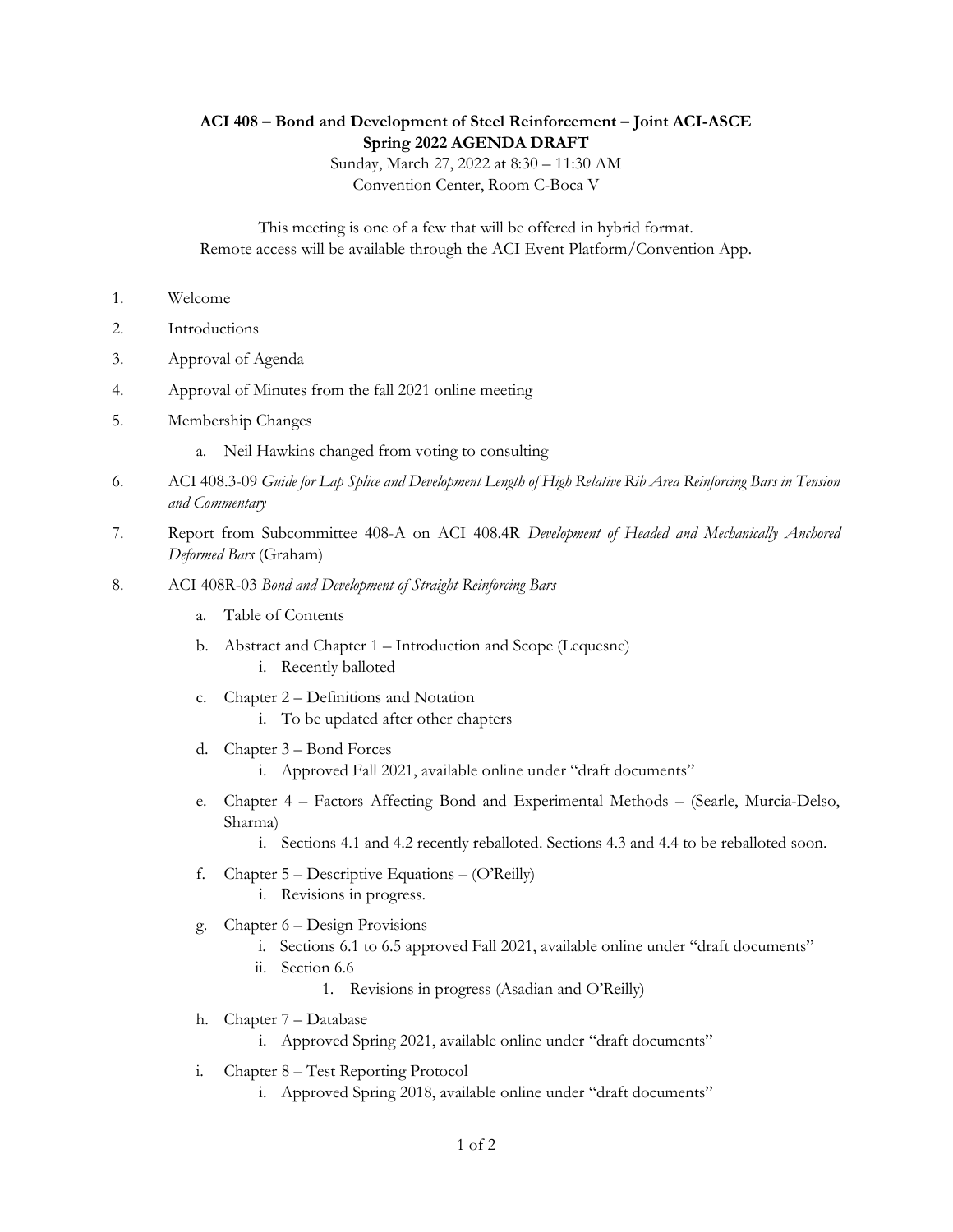**ACI 408 – Bond and Development of Steel Reinforcement – Joint ACI-ASCE**
**Spring 2022 AGENDA DRAFT**

Sunday, March 27, 2022 at 8:30 – 11:30 AM
Convention Center, Room C-Boca V

This meeting is one of a few that will be offered in hybrid format.
Remote access will be available through the ACI Event Platform/Convention App.

1. Welcome
2. Introductions
3. Approval of Agenda
4. Approval of Minutes from the fall 2021 online meeting
5. Membership Changes
    a. Neil Hawkins changed from voting to consulting
6. ACI 408.3-09 *Guide for Lap Splice and Development Length of High Relative Rib Area Reinforcing Bars in Tension and Commentary*
7. Report from Subcommittee 408-A on ACI 408.4R *Development of Headed and Mechanically Anchored Deformed Bars* (Graham)
8. ACI 408R-03 *Bond and Development of Straight Reinforcing Bars*
    a. Table of Contents
    b. Abstract and Chapter 1 – Introduction and Scope (Lequesne)
        i. Recently balloted
    c. Chapter 2 – Definitions and Notation
        i. To be updated after other chapters
    d. Chapter 3 – Bond Forces
        i. Approved Fall 2021, available online under "draft documents"
    e. Chapter 4 – Factors Affecting Bond and Experimental Methods – (Searle, Murcia-Delso, Sharma)
        i. Sections 4.1 and 4.2 recently reballoted. Sections 4.3 and 4.4 to be reballoted soon.
    f. Chapter 5 – Descriptive Equations – (O'Reilly)
        i. Revisions in progress.
    g. Chapter 6 – Design Provisions
        i. Sections 6.1 to 6.5 approved Fall 2021, available online under "draft documents"
        ii. Section 6.6
            1. Revisions in progress (Asadian and O'Reilly)
    h. Chapter 7 – Database
        i. Approved Spring 2021, available online under "draft documents"
    i. Chapter 8 – Test Reporting Protocol
        i. Approved Spring 2018, available online under "draft documents"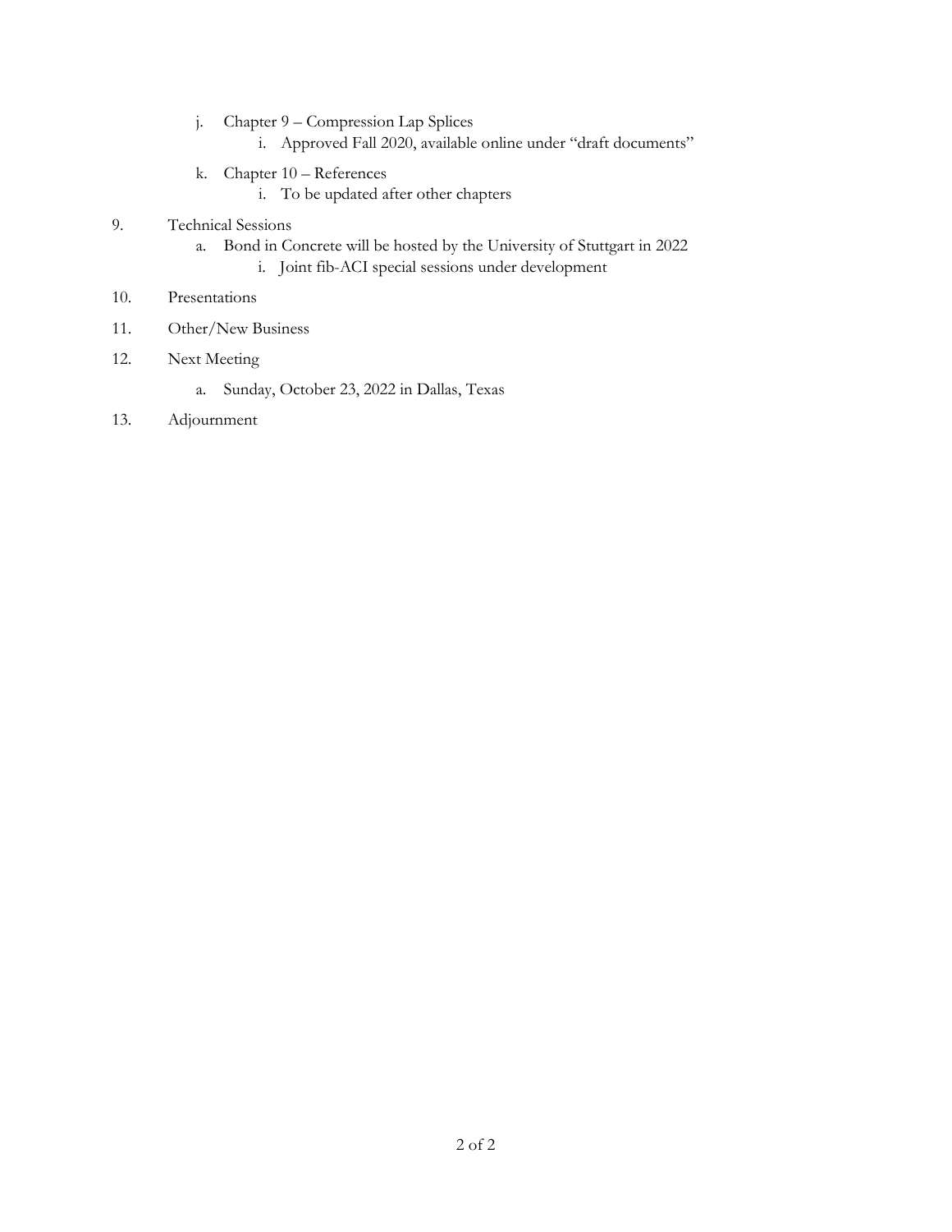j. Chapter 9 – Compression Lap Splices
    i. Approved Fall 2020, available online under "draft documents"

k. Chapter 10 – References
    i. To be updated after other chapters

9. Technical Sessions
    a. Bond in Concrete will be hosted by the University of Stuttgart in 2022
        i. Joint fib-ACI special sessions under development

10. Presentations

11. Other/New Business

12. Next Meeting
    a. Sunday, October 23, 2022 in Dallas, Texas

13. Adjournment